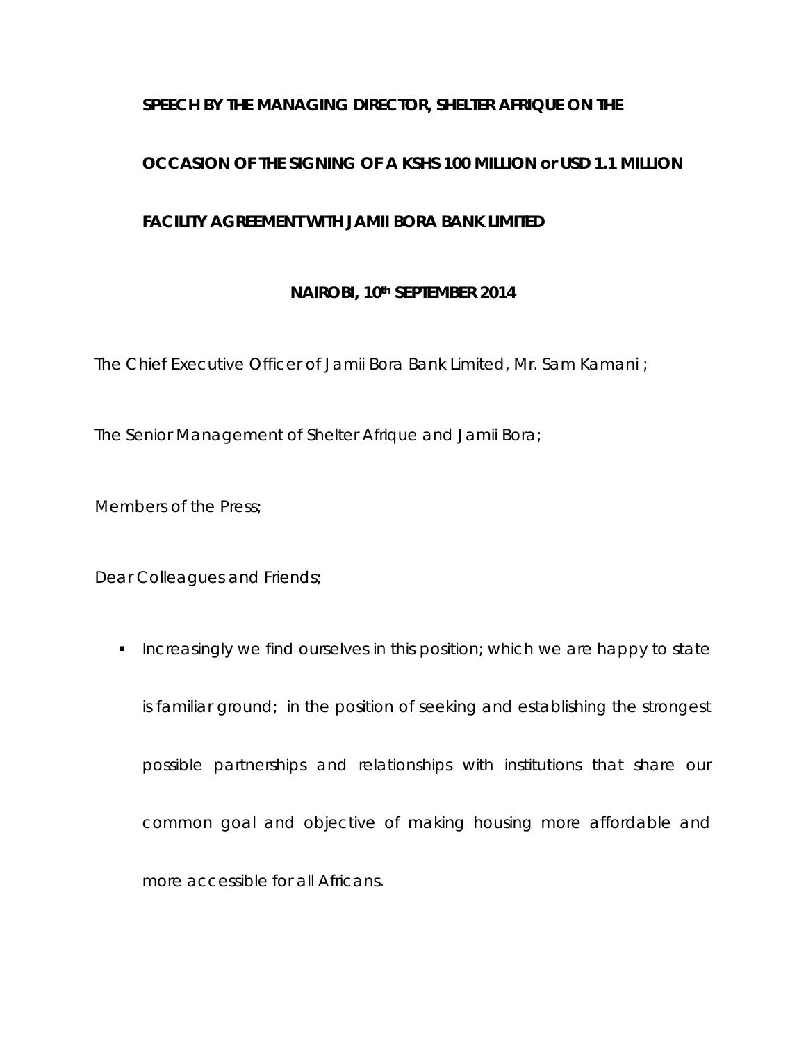**SPEECH BY THE MANAGING DIRECTOR, SHELTER AFRIQUE ON THE OCCASION OF THE SIGNING OF A KSHS 100 MILLION or USD 1.1 MILLION FACILITY AGREEMENT WITH JAMII BORA BANK LIMITED**

**NAIROBI, 10th SEPTEMBER 2014**

The Chief Executive Officer of Jamii Bora Bank Limited, Mr. Sam Kamani ;

The Senior Management of Shelter Afrique and Jamii Bora;

Members of the Press;

Dear Colleagues and Friends;

- Increasingly we find ourselves in this position; which we are happy to state is familiar ground; in the position of seeking and establishing the strongest possible partnerships and relationships with institutions that share our common goal and objective of making housing more affordable and more accessible for all Africans.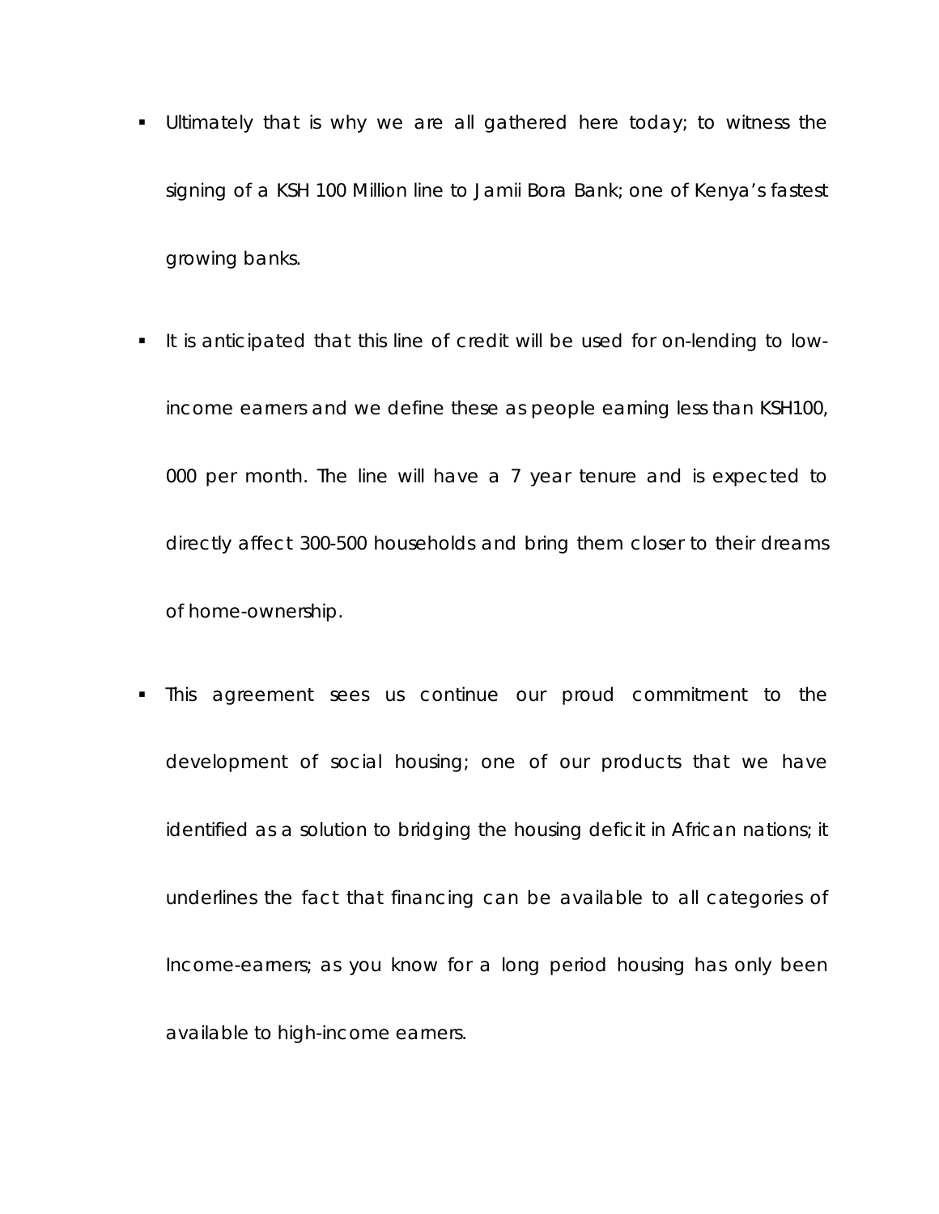- Ultimately that is why we are all gathered here today; to witness the signing of a KSH 100 Million line to Jamii Bora Bank; one of Kenya's fastest growing banks.

- It is anticipated that this line of credit will be used for on-lending to low-income earners and we define these as people earning less than KSH100, 000 per month. The line will have a 7 year tenure and is expected to directly affect 300-500 households and bring them closer to their dreams of home-ownership.

- This agreement sees us continue our proud commitment to the development of social housing; one of our products that we have identified as a solution to bridging the housing deficit in African nations; it underlines the fact that financing can be available to all categories of Income-earners; as you know for a long period housing has only been available to high-income earners.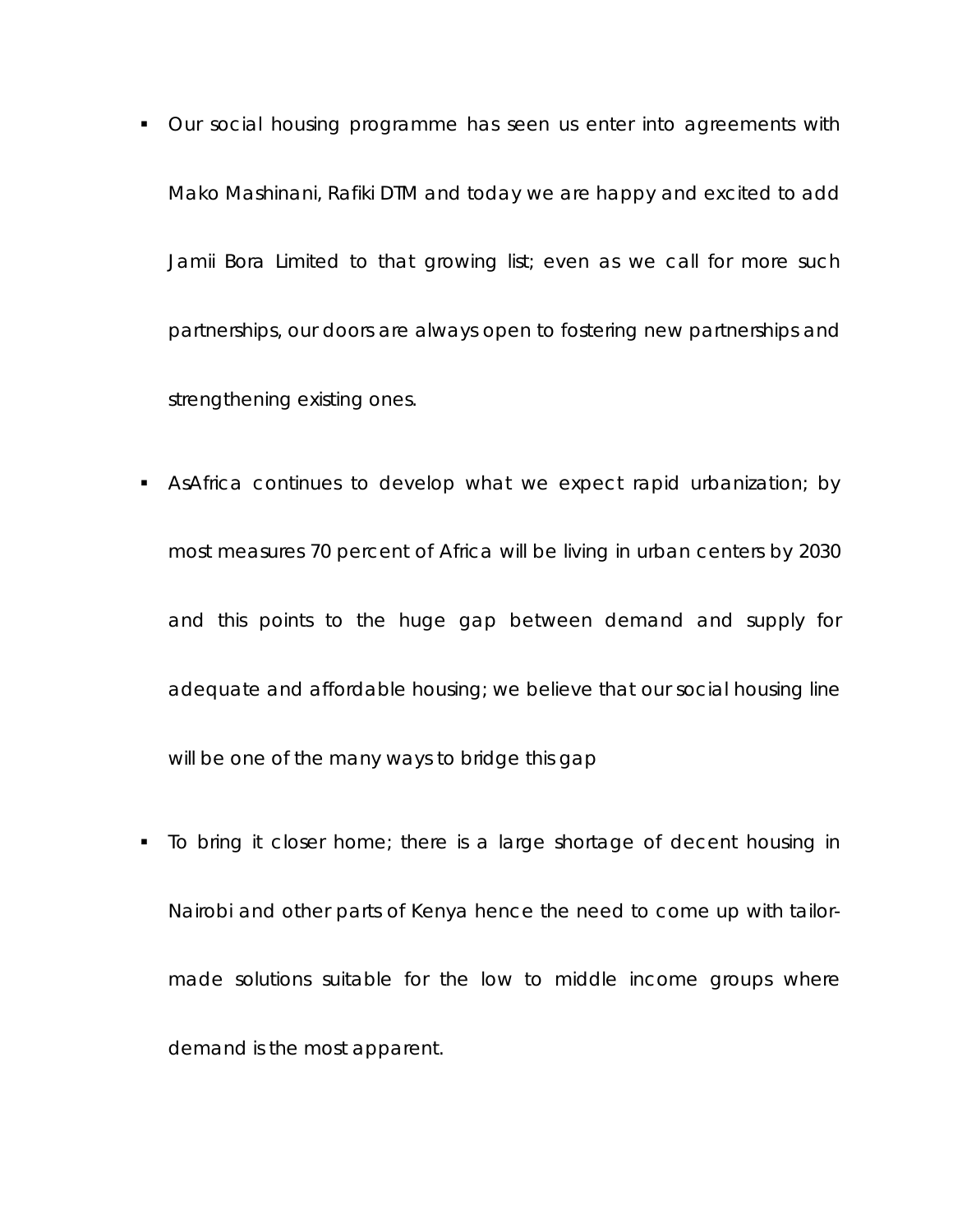- Our social housing programme has seen us enter into agreements with Mako Mashinani, Rafiki DTM and today we are happy and excited to add Jamii Bora Limited to that growing list; even as we call for more such partnerships, our doors are always open to fostering new partnerships and strengthening existing ones.

- AsAfrica continues to develop what we expect rapid urbanization; by most measures 70 percent of Africa will be living in urban centers by 2030 and this points to the huge gap between demand and supply for adequate and affordable housing; we believe that our social housing line will be one of the many ways to bridge this gap

- To bring it closer home; there is a large shortage of decent housing in Nairobi and other parts of Kenya hence the need to come up with tailor-made solutions suitable for the low to middle income groups where demand is the most apparent.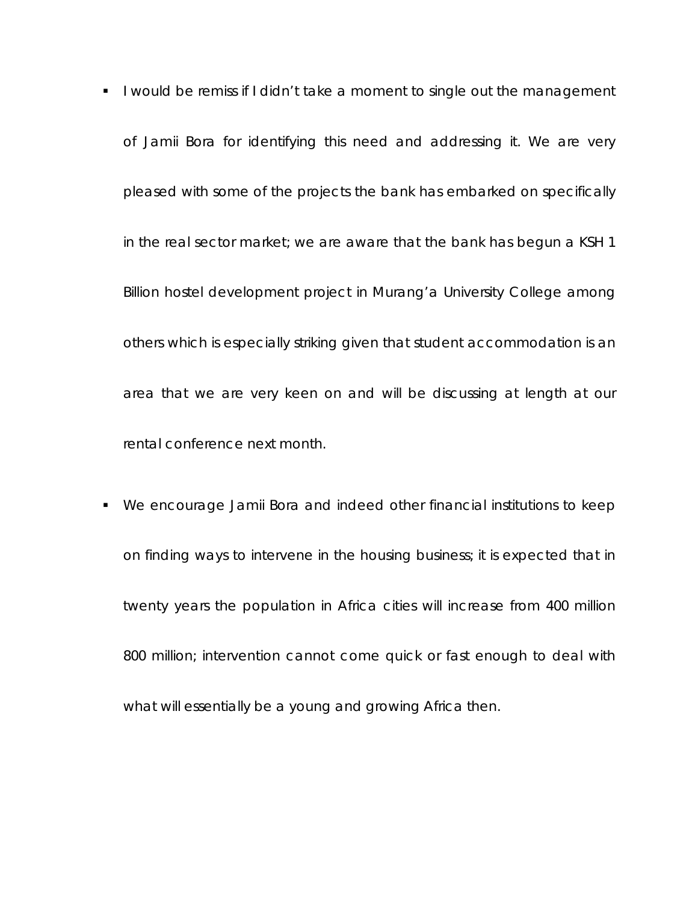- I would be remiss if I didn't take a moment to single out the management of Jamii Bora for identifying this need and addressing it. We are very pleased with some of the projects the bank has embarked on specifically in the real sector market; we are aware that the bank has begun a KSH 1 Billion hostel development project in Murang'a University College among others which is especially striking given that student accommodation is an area that we are very keen on and will be discussing at length at our rental conference next month.

- We encourage Jamii Bora and indeed other financial institutions to keep on finding ways to intervene in the housing business; it is expected that in twenty years the population in Africa cities will increase from 400 million 800 million; intervention cannot come quick or fast enough to deal with what will essentially be a young and growing Africa then.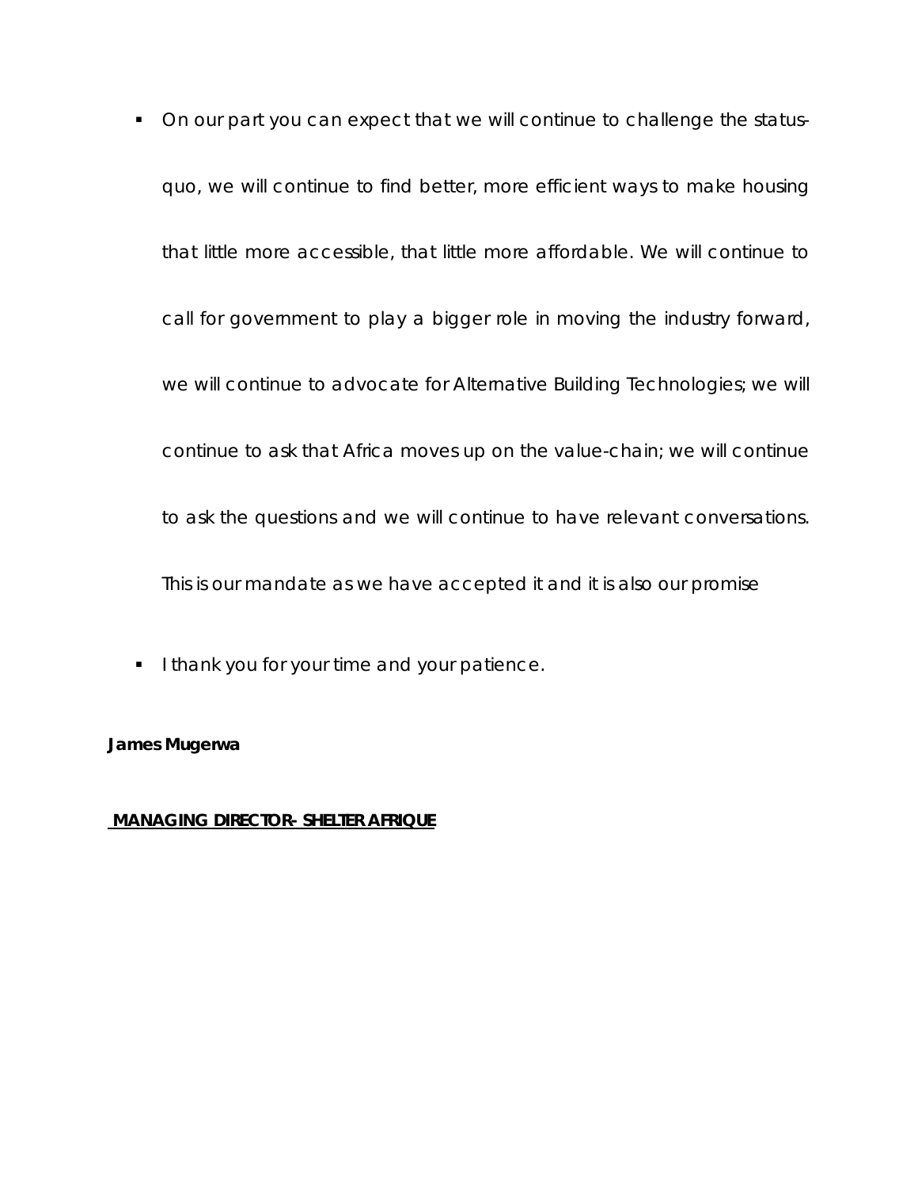- On our part you can expect that we will continue to challenge the status-quo, we will continue to find better, more efficient ways to make housing that little more accessible, that little more affordable. We will continue to call for government to play a bigger role in moving the industry forward, we will continue to advocate for Alternative Building Technologies; we will continue to ask that Africa moves up on the value-chain; we will continue to ask the questions and we will continue to have relevant conversations. This is our mandate as we have accepted it and it is also our promise

- I thank you for your time and your patience.

**James Mugerwa**

**MANAGING DIRECTOR- SHELTER AFRIQUE**